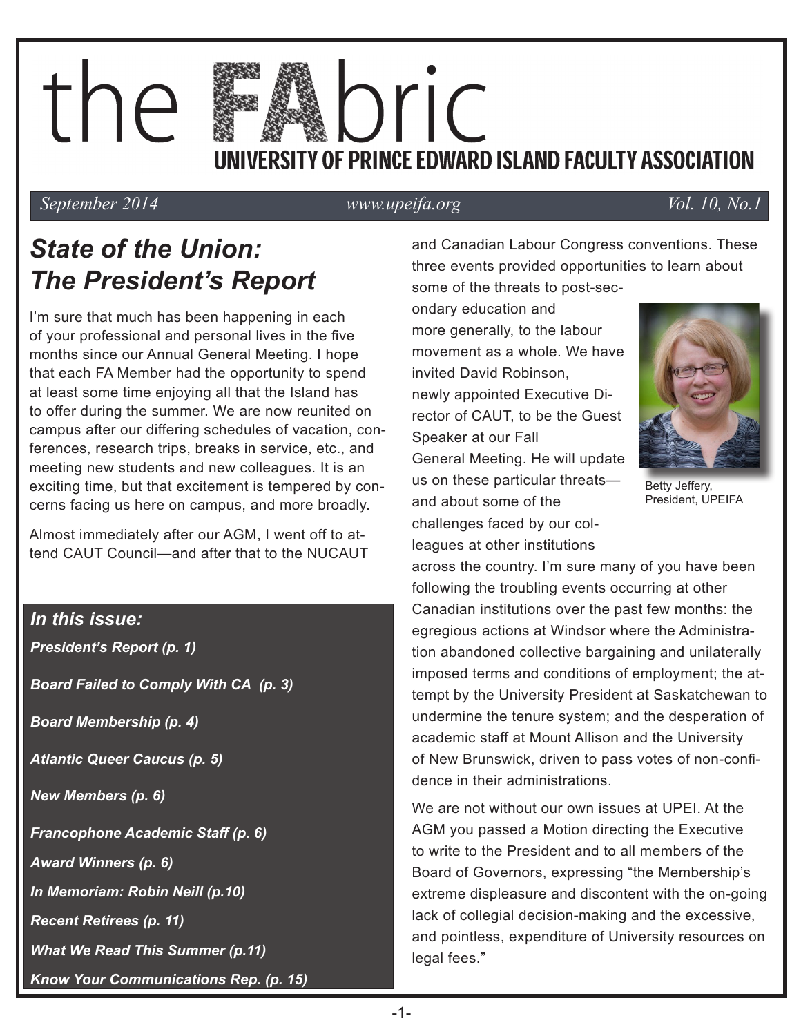# the FAbric

## UNIVERSITY OF PRINCE EDWARD ISLAND FACULTY ASSOCIATION

*September 2014* *www.upeifa.org* *Vol. 10, No.1*

## *State of the Union: The President's Report*

I'm sure that much has been happening in each of your professional and personal lives in the five months since our Annual General Meeting. I hope that each FA Member had the opportunity to spend at least some time enjoying all that the Island has to offer during the summer. We are now reunited on campus after our differing schedules of vacation, conferences, research trips, breaks in service, etc., and meeting new students and new colleagues. It is an exciting time, but that excitement is tempered by concerns facing us here on campus, and more broadly.

Almost immediately after our AGM, I went off to attend CAUT Council—and after that to the NUCAUT and Canadian Labour Congress conventions. These three events provided opportunities to learn about some of the threats to post-secondary education and more generally, to the labour movement as a whole. We have invited David Robinson, newly appointed Executive Director of CAUT, to be the Guest Speaker at our Fall General Meeting. He will update us on these particular threats—and about some of the challenges faced by our colleagues at other institutions across the country. I'm sure many of you have been following the troubling events occurring at other Canadian institutions over the past few months: the egregious actions at Windsor where the Administration abandoned collective bargaining and unilaterally imposed terms and conditions of employment; the attempt by the University President at Saskatchewan to undermine the tenure system; and the desperation of academic staff at Mount Allison and the University of New Brunswick, driven to pass votes of non-confidence in their administrations.

Betty Jeffery, President, UPEIFA

We are not without our own issues at UPEI. At the AGM you passed a Motion directing the Executive to write to the President and to all members of the Board of Governors, expressing "the Membership's extreme displeasure and discontent with the on-going lack of collegial decision-making and the excessive, and pointless, expenditure of University resources on legal fees."

### *In this issue:*

- ***President's Report (p. 1)***
- ***Board Failed to Comply With CA (p. 3)***
- ***Board Membership (p. 4)***
- ***Atlantic Queer Caucus (p. 5)***
- ***New Members (p. 6)***
- ***Francophone Academic Staff (p. 6)***
- ***Award Winners (p. 6)***
- ***In Memoriam: Robin Neill (p.10)***
- ***Recent Retirees (p. 11)***
- ***What We Read This Summer (p.11)***
- ***Know Your Communications Rep. (p. 15)***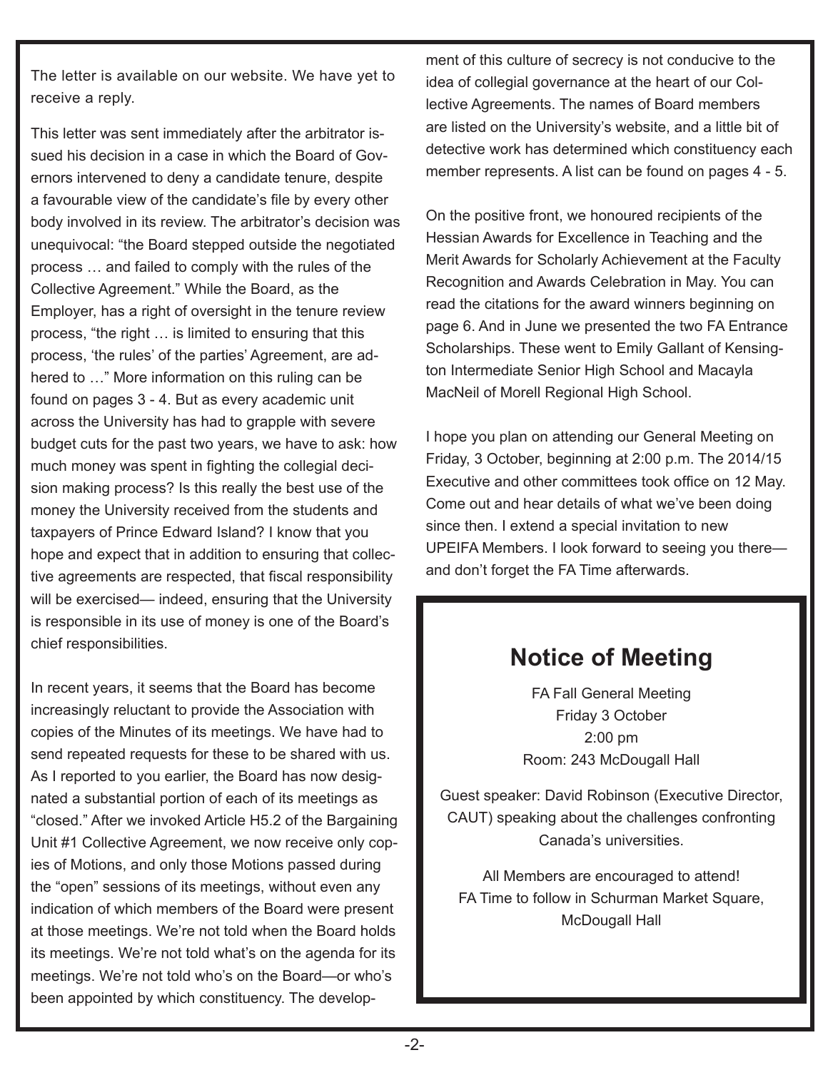The letter is available on our website. We have yet to receive a reply.

This letter was sent immediately after the arbitrator issued his decision in a case in which the Board of Governors intervened to deny a candidate tenure, despite a favourable view of the candidate's file by every other body involved in its review. The arbitrator's decision was unequivocal: "the Board stepped outside the negotiated process … and failed to comply with the rules of the Collective Agreement." While the Board, as the Employer, has a right of oversight in the tenure review process, "the right … is limited to ensuring that this process, 'the rules' of the parties' Agreement, are adhered to …" More information on this ruling can be found on pages 3 - 4. But as every academic unit across the University has had to grapple with severe budget cuts for the past two years, we have to ask: how much money was spent in fighting the collegial decision making process? Is this really the best use of the money the University received from the students and taxpayers of Prince Edward Island? I know that you hope and expect that in addition to ensuring that collective agreements are respected, that fiscal responsibility will be exercised— indeed, ensuring that the University is responsible in its use of money is one of the Board's chief responsibilities.

In recent years, it seems that the Board has become increasingly reluctant to provide the Association with copies of the Minutes of its meetings. We have had to send repeated requests for these to be shared with us. As I reported to you earlier, the Board has now designated a substantial portion of each of its meetings as "closed." After we invoked Article H5.2 of the Bargaining Unit #1 Collective Agreement, we now receive only copies of Motions, and only those Motions passed during the "open" sessions of its meetings, without even any indication of which members of the Board were present at those meetings. We're not told when the Board holds its meetings. We're not told what's on the agenda for its meetings. We're not told who's on the Board—or who's been appointed by which constituency. The development of this culture of secrecy is not conducive to the idea of collegial governance at the heart of our Collective Agreements. The names of Board members are listed on the University's website, and a little bit of detective work has determined which constituency each member represents. A list can be found on pages 4 - 5.

On the positive front, we honoured recipients of the Hessian Awards for Excellence in Teaching and the Merit Awards for Scholarly Achievement at the Faculty Recognition and Awards Celebration in May. You can read the citations for the award winners beginning on page 6. And in June we presented the two FA Entrance Scholarships. These went to Emily Gallant of Kensington Intermediate Senior High School and Macayla MacNeil of Morell Regional High School.

I hope you plan on attending our General Meeting on Friday, 3 October, beginning at 2:00 p.m. The 2014/15 Executive and other committees took office on 12 May. Come out and hear details of what we've been doing since then. I extend a special invitation to new UPEIFA Members. I look forward to seeing you there—and don't forget the FA Time afterwards.

## Notice of Meeting

FA Fall General Meeting
Friday 3 October
2:00 pm
Room: 243 McDougall Hall

Guest speaker: David Robinson (Executive Director, CAUT) speaking about the challenges confronting Canada's universities.

All Members are encouraged to attend!
FA Time to follow in Schurman Market Square, McDougall Hall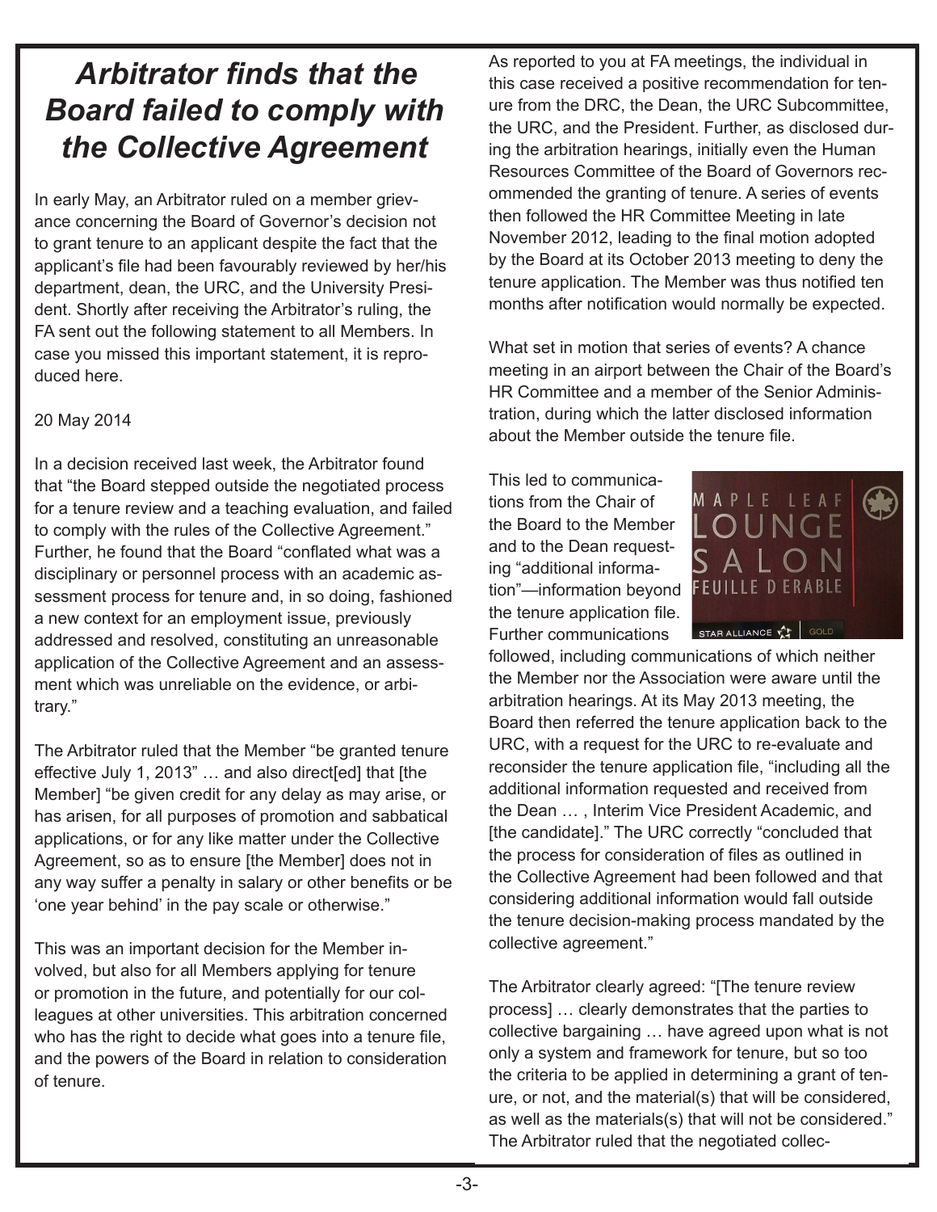# *Arbitrator finds that the Board failed to comply with the Collective Agreement*

In early May, an Arbitrator ruled on a member grievance concerning the Board of Governor's decision not to grant tenure to an applicant despite the fact that the applicant's file had been favourably reviewed by her/his department, dean, the URC, and the University President. Shortly after receiving the Arbitrator's ruling, the FA sent out the following statement to all Members. In case you missed this important statement, it is reproduced here.

20 May 2014

In a decision received last week, the Arbitrator found that "the Board stepped outside the negotiated process for a tenure review and a teaching evaluation, and failed to comply with the rules of the Collective Agreement." Further, he found that the Board "conflated what was a disciplinary or personnel process with an academic assessment process for tenure and, in so doing, fashioned a new context for an employment issue, previously addressed and resolved, constituting an unreasonable application of the Collective Agreement and an assessment which was unreliable on the evidence, or arbitrary."

The Arbitrator ruled that the Member "be granted tenure effective July 1, 2013" … and also direct[ed] that [the Member] "be given credit for any delay as may arise, or has arisen, for all purposes of promotion and sabbatical applications, or for any like matter under the Collective Agreement, so as to ensure [the Member] does not in any way suffer a penalty in salary or other benefits or be 'one year behind' in the pay scale or otherwise."

This was an important decision for the Member involved, but also for all Members applying for tenure or promotion in the future, and potentially for our colleagues at other universities. This arbitration concerned who has the right to decide what goes into a tenure file, and the powers of the Board in relation to consideration of tenure.

As reported to you at FA meetings, the individual in this case received a positive recommendation for tenure from the DRC, the Dean, the URC Subcommittee, the URC, and the President. Further, as disclosed during the arbitration hearings, initially even the Human Resources Committee of the Board of Governors recommended the granting of tenure. A series of events then followed the HR Committee Meeting in late November 2012, leading to the final motion adopted by the Board at its October 2013 meeting to deny the tenure application. The Member was thus notified ten months after notification would normally be expected.

What set in motion that series of events? A chance meeting in an airport between the Chair of the Board's HR Committee and a member of the Senior Administration, during which the latter disclosed information about the Member outside the tenure file.

This led to communications from the Chair of the Board to the Member and to the Dean requesting "additional information"—information beyond the tenure application file. Further communications followed, including communications of which neither the Member nor the Association were aware until the arbitration hearings. At its May 2013 meeting, the Board then referred the tenure application back to the URC, with a request for the URC to re-evaluate and reconsider the tenure application file, "including all the additional information requested and received from the Dean … , Interim Vice President Academic, and [the candidate]." The URC correctly "concluded that the process for consideration of files as outlined in the Collective Agreement had been followed and that considering additional information would fall outside the tenure decision-making process mandated by the collective agreement."

The Arbitrator clearly agreed: "[The tenure review process] … clearly demonstrates that the parties to collective bargaining … have agreed upon what is not only a system and framework for tenure, but so too the criteria to be applied in determining a grant of tenure, or not, and the material(s) that will be considered, as well as the materials(s) that will not be considered." The Arbitrator ruled that the negotiated collec-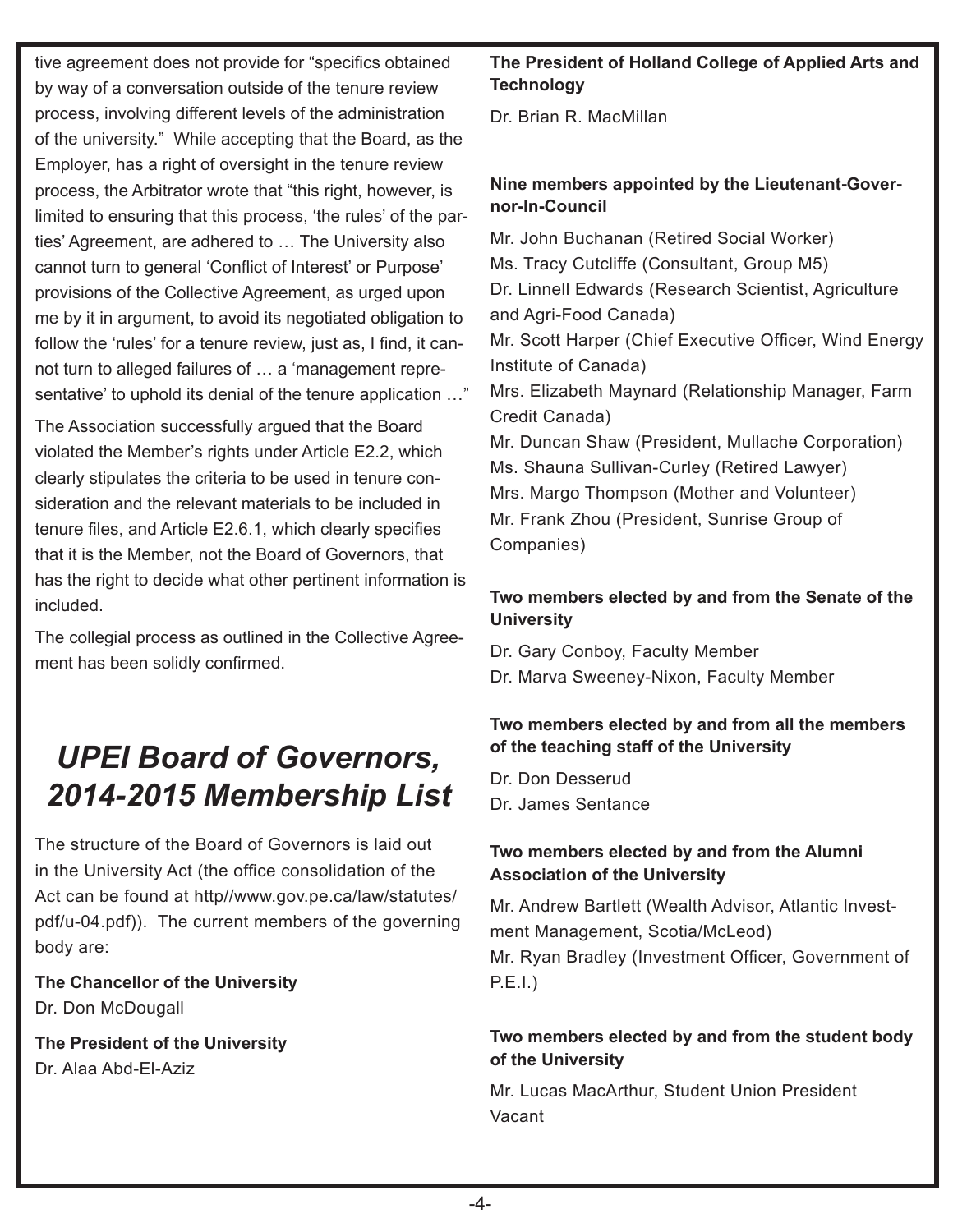tive agreement does not provide for "specifics obtained by way of a conversation outside of the tenure review process, involving different levels of the administration of the university." While accepting that the Board, as the Employer, has a right of oversight in the tenure review process, the Arbitrator wrote that "this right, however, is limited to ensuring that this process, 'the rules' of the parties' Agreement, are adhered to … The University also cannot turn to general 'Conflict of Interest' or Purpose' provisions of the Collective Agreement, as urged upon me by it in argument, to avoid its negotiated obligation to follow the 'rules' for a tenure review, just as, I find, it cannot turn to alleged failures of … a 'management representative' to uphold its denial of the tenure application …"

The Association successfully argued that the Board violated the Member's rights under Article E2.2, which clearly stipulates the criteria to be used in tenure consideration and the relevant materials to be included in tenure files, and Article E2.6.1, which clearly specifies that it is the Member, not the Board of Governors, that has the right to decide what other pertinent information is included.

The collegial process as outlined in the Collective Agreement has been solidly confirmed.

# *UPEI Board of Governors, 2014-2015 Membership List*

The structure of the Board of Governors is laid out in the University Act (the office consolidation of the Act can be found at http//www.gov.pe.ca/law/statutes/pdf/u-04.pdf)). The current members of the governing body are:

**The Chancellor of the University**
Dr. Don McDougall

**The President of the University**
Dr. Alaa Abd-El-Aziz

**The President of Holland College of Applied Arts and Technology**

Dr. Brian R. MacMillan

**Nine members appointed by the Lieutenant-Governor-In-Council**

Mr. John Buchanan (Retired Social Worker)
Ms. Tracy Cutcliffe (Consultant, Group M5)
Dr. Linnell Edwards (Research Scientist, Agriculture and Agri-Food Canada)
Mr. Scott Harper (Chief Executive Officer, Wind Energy Institute of Canada)
Mrs. Elizabeth Maynard (Relationship Manager, Farm Credit Canada)
Mr. Duncan Shaw (President, Mullache Corporation)
Ms. Shauna Sullivan-Curley (Retired Lawyer)
Mrs. Margo Thompson (Mother and Volunteer)
Mr. Frank Zhou (President, Sunrise Group of Companies)

**Two members elected by and from the Senate of the University**

Dr. Gary Conboy, Faculty Member
Dr. Marva Sweeney-Nixon, Faculty Member

**Two members elected by and from all the members of the teaching staff of the University**

Dr. Don Desserud
Dr. James Sentance

**Two members elected by and from the Alumni Association of the University**

Mr. Andrew Bartlett (Wealth Advisor, Atlantic Investment Management, Scotia/McLeod)
Mr. Ryan Bradley (Investment Officer, Government of P.E.I.)

**Two members elected by and from the student body of the University**

Mr. Lucas MacArthur, Student Union President
Vacant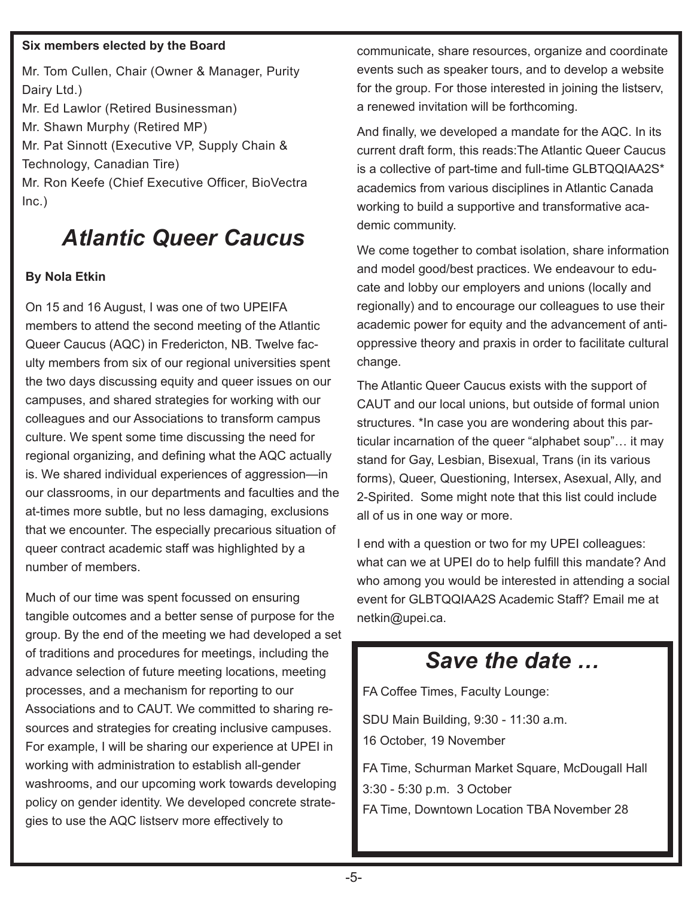**Six members elected by the Board**

Mr. Tom Cullen, Chair (Owner & Manager, Purity Dairy Ltd.)
Mr. Ed Lawlor (Retired Businessman)
Mr. Shawn Murphy (Retired MP)
Mr. Pat Sinnott (Executive VP, Supply Chain & Technology, Canadian Tire)
Mr. Ron Keefe (Chief Executive Officer, BioVectra Inc.)

# *Atlantic Queer Caucus*

**By Nola Etkin**

On 15 and 16 August, I was one of two UPEIFA members to attend the second meeting of the Atlantic Queer Caucus (AQC) in Fredericton, NB. Twelve faculty members from six of our regional universities spent the two days discussing equity and queer issues on our campuses, and shared strategies for working with our colleagues and our Associations to transform campus culture. We spent some time discussing the need for regional organizing, and defining what the AQC actually is. We shared individual experiences of aggression—in our classrooms, in our departments and faculties and the at-times more subtle, but no less damaging, exclusions that we encounter. The especially precarious situation of queer contract academic staff was highlighted by a number of members.

Much of our time was spent focussed on ensuring tangible outcomes and a better sense of purpose for the group. By the end of the meeting we had developed a set of traditions and procedures for meetings, including the advance selection of future meeting locations, meeting processes, and a mechanism for reporting to our Associations and to CAUT. We committed to sharing resources and strategies for creating inclusive campuses. For example, I will be sharing our experience at UPEI in working with administration to establish all-gender washrooms, and our upcoming work towards developing policy on gender identity. We developed concrete strategies to use the AQC listserv more effectively to communicate, share resources, organize and coordinate events such as speaker tours, and to develop a website for the group. For those interested in joining the listserv, a renewed invitation will be forthcoming.

And finally, we developed a mandate for the AQC. In its current draft form, this reads:The Atlantic Queer Caucus is a collective of part-time and full-time GLBTQQIAA2S* academics from various disciplines in Atlantic Canada working to build a supportive and transformative academic community.

We come together to combat isolation, share information and model good/best practices. We endeavour to educate and lobby our employers and unions (locally and regionally) and to encourage our colleagues to use their academic power for equity and the advancement of anti-oppressive theory and praxis in order to facilitate cultural change.

The Atlantic Queer Caucus exists with the support of CAUT and our local unions, but outside of formal union structures. *In case you are wondering about this particular incarnation of the queer "alphabet soup"… it may stand for Gay, Lesbian, Bisexual, Trans (in its various forms), Queer, Questioning, Intersex, Asexual, Ally, and 2-Spirited. Some might note that this list could include all of us in one way or more.

I end with a question or two for my UPEI colleagues: what can we at UPEI do to help fulfill this mandate? And who among you would be interested in attending a social event for GLBTQQIAA2S Academic Staff? Email me at netkin@upei.ca.

## *Save the date …*

FA Coffee Times, Faculty Lounge:

SDU Main Building, 9:30 - 11:30 a.m.
16 October, 19 November

FA Time, Schurman Market Square, McDougall Hall
3:30 - 5:30 p.m. 3 October
FA Time, Downtown Location TBA November 28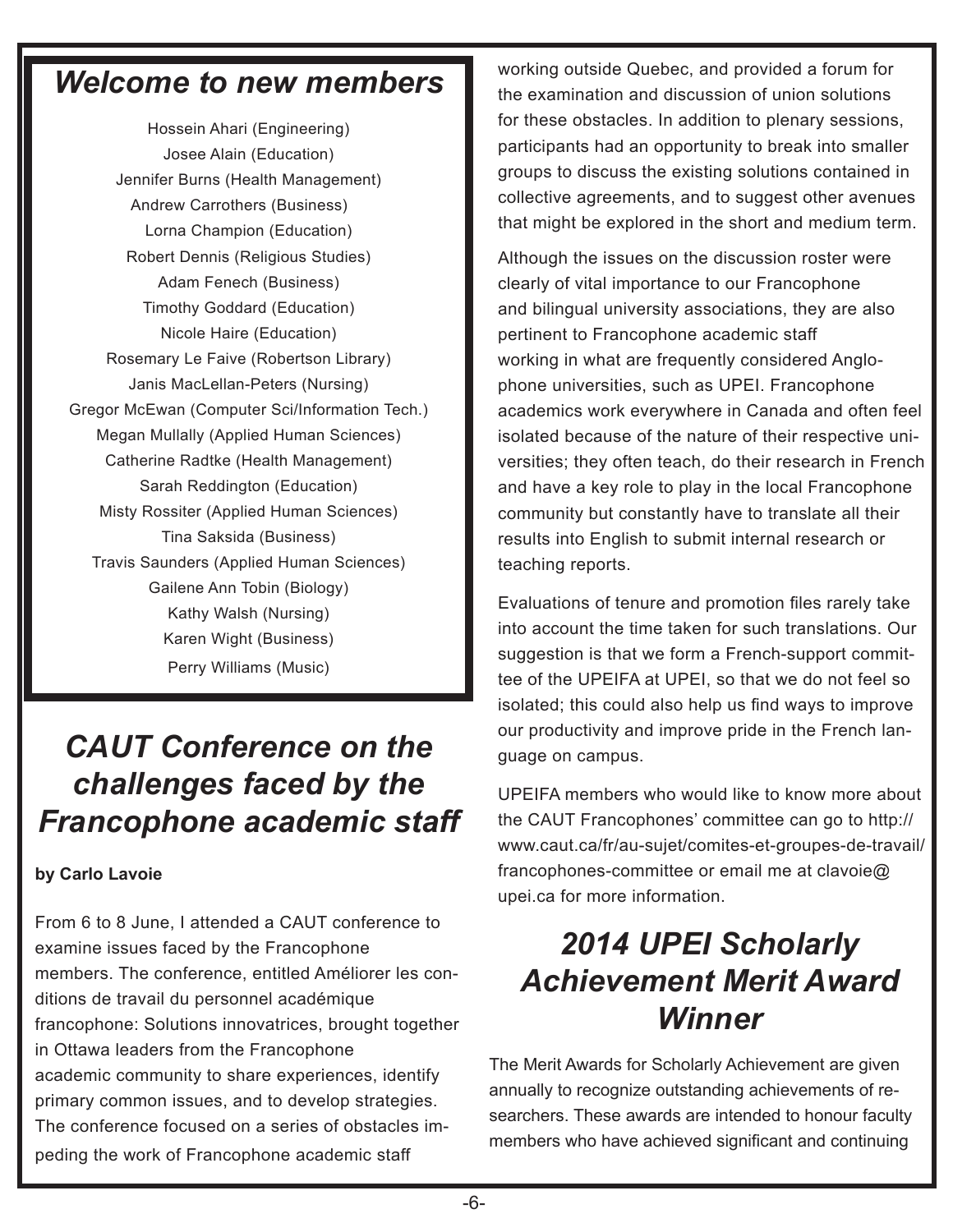## *Welcome to new members*

Hossein Ahari (Engineering)
Josee Alain (Education)
Jennifer Burns (Health Management)
Andrew Carrothers (Business)
Lorna Champion (Education)
Robert Dennis (Religious Studies)
Adam Fenech (Business)
Timothy Goddard (Education)
Nicole Haire (Education)
Rosemary Le Faive (Robertson Library)
Janis MacLellan-Peters (Nursing)
Gregor McEwan (Computer Sci/Information Tech.)
Megan Mullally (Applied Human Sciences)
Catherine Radtke (Health Management)
Sarah Reddington (Education)
Misty Rossiter (Applied Human Sciences)
Tina Saksida (Business)
Travis Saunders (Applied Human Sciences)
Gailene Ann Tobin (Biology)
Kathy Walsh (Nursing)
Karen Wight (Business)
Perry Williams (Music)

## *CAUT Conference on the challenges faced by the Francophone academic staff*

**by Carlo Lavoie**

From 6 to 8 June, I attended a CAUT conference to examine issues faced by the Francophone members. The conference, entitled Améliorer les conditions de travail du personnel académique francophone: Solutions innovatrices, brought together in Ottawa leaders from the Francophone academic community to share experiences, identify primary common issues, and to develop strategies. The conference focused on a series of obstacles impeding the work of Francophone academic staff working outside Quebec, and provided a forum for the examination and discussion of union solutions for these obstacles. In addition to plenary sessions, participants had an opportunity to break into smaller groups to discuss the existing solutions contained in collective agreements, and to suggest other avenues that might be explored in the short and medium term.

Although the issues on the discussion roster were clearly of vital importance to our Francophone and bilingual university associations, they are also pertinent to Francophone academic staff working in what are frequently considered Anglophone universities, such as UPEI. Francophone academics work everywhere in Canada and often feel isolated because of the nature of their respective universities; they often teach, do their research in French and have a key role to play in the local Francophone community but constantly have to translate all their results into English to submit internal research or teaching reports.

Evaluations of tenure and promotion files rarely take into account the time taken for such translations. Our suggestion is that we form a French-support committee of the UPEIFA at UPEI, so that we do not feel so isolated; this could also help us find ways to improve our productivity and improve pride in the French language on campus.

UPEIFA members who would like to know more about the CAUT Francophones' committee can go to http://www.caut.ca/fr/au-sujet/comites-et-groupes-de-travail/francophones-committee or email me at clavoie@upei.ca for more information.

## *2014 UPEI Scholarly Achievement Merit Award Winner*

The Merit Awards for Scholarly Achievement are given annually to recognize outstanding achievements of researchers. These awards are intended to honour faculty members who have achieved significant and continuing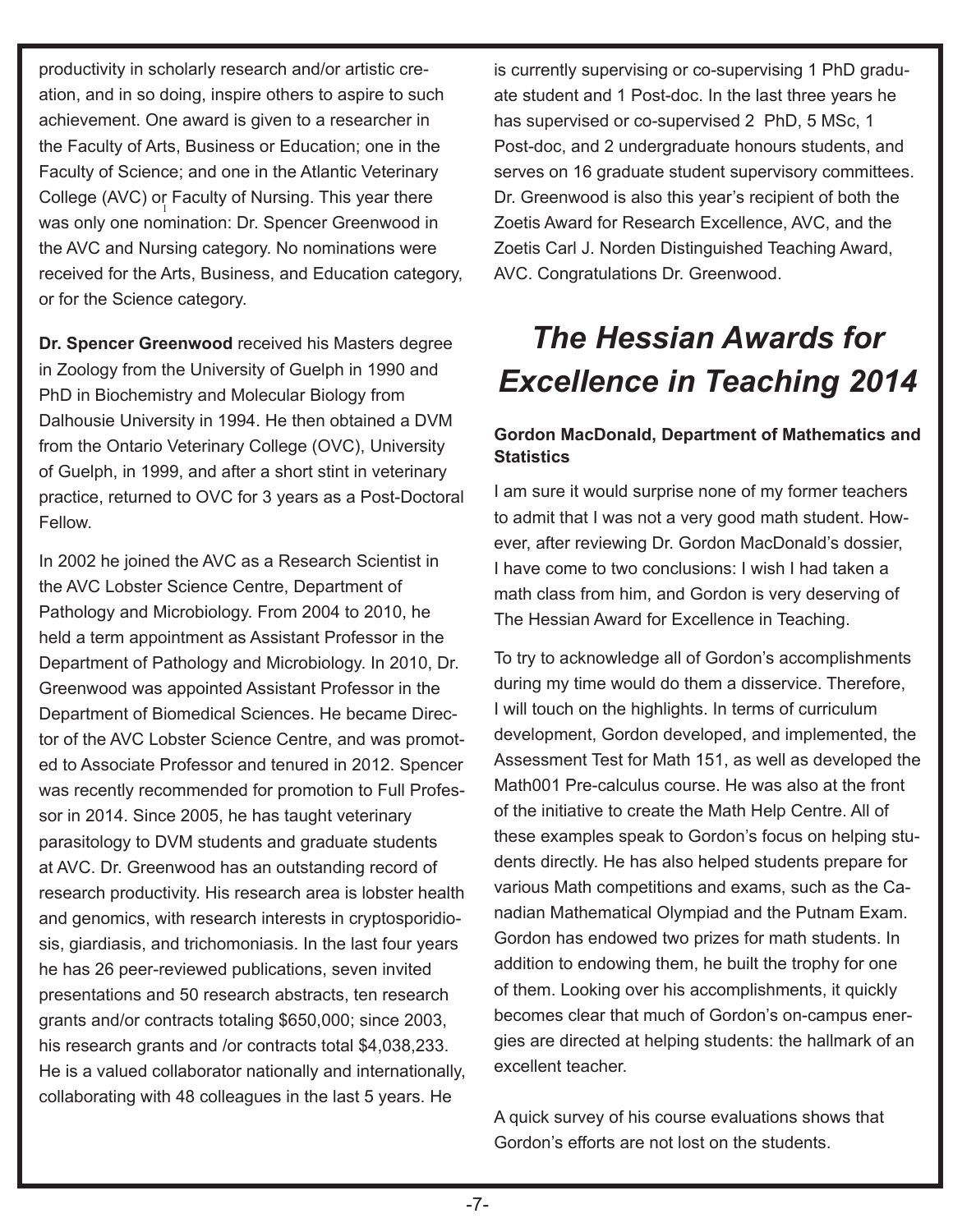productivity in scholarly research and/or artistic creation, and in so doing, inspire others to aspire to such achievement. One award is given to a researcher in the Faculty of Arts, Business or Education; one in the Faculty of Science; and one in the Atlantic Veterinary College (AVC) or Faculty of Nursing. This year there was only one nomination: Dr. Spencer Greenwood in the AVC and Nursing category. No nominations were received for the Arts, Business, and Education category, or for the Science category.

**Dr. Spencer Greenwood** received his Masters degree in Zoology from the University of Guelph in 1990 and PhD in Biochemistry and Molecular Biology from Dalhousie University in 1994. He then obtained a DVM from the Ontario Veterinary College (OVC), University of Guelph, in 1999, and after a short stint in veterinary practice, returned to OVC for 3 years as a Post-Doctoral Fellow.

In 2002 he joined the AVC as a Research Scientist in the AVC Lobster Science Centre, Department of Pathology and Microbiology. From 2004 to 2010, he held a term appointment as Assistant Professor in the Department of Pathology and Microbiology. In 2010, Dr. Greenwood was appointed Assistant Professor in the Department of Biomedical Sciences. He became Director of the AVC Lobster Science Centre, and was promoted to Associate Professor and tenured in 2012. Spencer was recently recommended for promotion to Full Professor in 2014. Since 2005, he has taught veterinary parasitology to DVM students and graduate students at AVC. Dr. Greenwood has an outstanding record of research productivity. His research area is lobster health and genomics, with research interests in cryptosporidiosis, giardiasis, and trichomoniasis. In the last four years he has 26 peer-reviewed publications, seven invited presentations and 50 research abstracts, ten research grants and/or contracts totaling $650,000; since 2003, his research grants and /or contracts total $4,038,233. He is a valued collaborator nationally and internationally, collaborating with 48 colleagues in the last 5 years. He is currently supervising or co-supervising 1 PhD graduate student and 1 Post-doc. In the last three years he has supervised or co-supervised 2 PhD, 5 MSc, 1 Post-doc, and 2 undergraduate honours students, and serves on 16 graduate student supervisory committees. Dr. Greenwood is also this year's recipient of both the Zoetis Award for Research Excellence, AVC, and the Zoetis Carl J. Norden Distinguished Teaching Award, AVC. Congratulations Dr. Greenwood.

# *The Hessian Awards for Excellence in Teaching 2014*

**Gordon MacDonald, Department of Mathematics and Statistics**

I am sure it would surprise none of my former teachers to admit that I was not a very good math student. However, after reviewing Dr. Gordon MacDonald's dossier, I have come to two conclusions: I wish I had taken a math class from him, and Gordon is very deserving of The Hessian Award for Excellence in Teaching.

To try to acknowledge all of Gordon's accomplishments during my time would do them a disservice. Therefore, I will touch on the highlights. In terms of curriculum development, Gordon developed, and implemented, the Assessment Test for Math 151, as well as developed the Math001 Pre-calculus course. He was also at the front of the initiative to create the Math Help Centre. All of these examples speak to Gordon's focus on helping students directly. He has also helped students prepare for various Math competitions and exams, such as the Canadian Mathematical Olympiad and the Putnam Exam. Gordon has endowed two prizes for math students. In addition to endowing them, he built the trophy for one of them. Looking over his accomplishments, it quickly becomes clear that much of Gordon's on-campus energies are directed at helping students: the hallmark of an excellent teacher.

A quick survey of his course evaluations shows that Gordon's efforts are not lost on the students.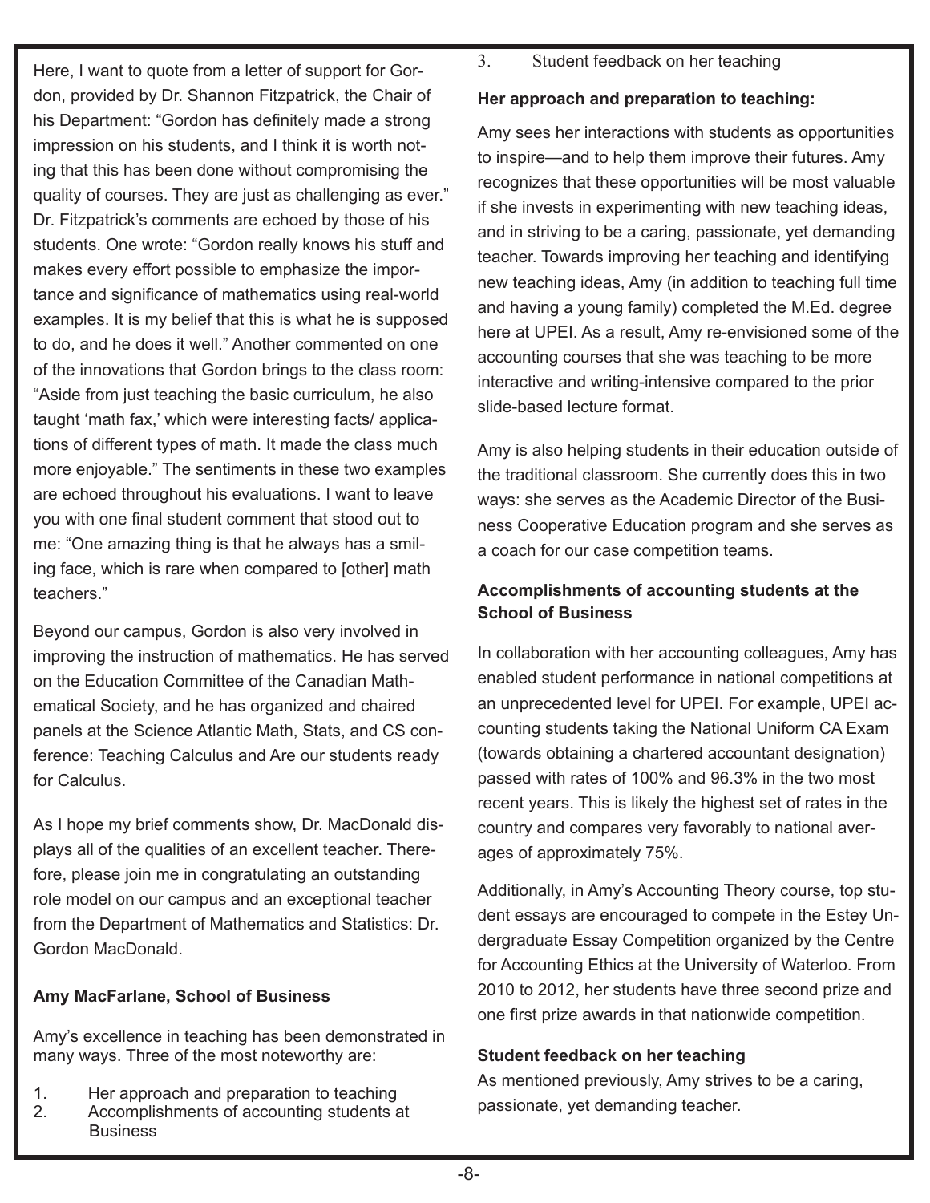Here, I want to quote from a letter of support for Gordon, provided by Dr. Shannon Fitzpatrick, the Chair of his Department: "Gordon has definitely made a strong impression on his students, and I think it is worth noting that this has been done without compromising the quality of courses. They are just as challenging as ever." Dr. Fitzpatrick's comments are echoed by those of his students. One wrote: "Gordon really knows his stuff and makes every effort possible to emphasize the importance and significance of mathematics using real-world examples. It is my belief that this is what he is supposed to do, and he does it well." Another commented on one of the innovations that Gordon brings to the class room: "Aside from just teaching the basic curriculum, he also taught 'math fax,' which were interesting facts/ applications of different types of math. It made the class much more enjoyable." The sentiments in these two examples are echoed throughout his evaluations. I want to leave you with one final student comment that stood out to me: "One amazing thing is that he always has a smiling face, which is rare when compared to [other] math teachers."

Beyond our campus, Gordon is also very involved in improving the instruction of mathematics. He has served on the Education Committee of the Canadian Mathematical Society, and he has organized and chaired panels at the Science Atlantic Math, Stats, and CS conference: Teaching Calculus and Are our students ready for Calculus.

As I hope my brief comments show, Dr. MacDonald displays all of the qualities of an excellent teacher. Therefore, please join me in congratulating an outstanding role model on our campus and an exceptional teacher from the Department of Mathematics and Statistics: Dr. Gordon MacDonald.

**Amy MacFarlane, School of Business**

Amy's excellence in teaching has been demonstrated in many ways. Three of the most noteworthy are:

1. Her approach and preparation to teaching
2. Accomplishments of accounting students at Business
3. Student feedback on her teaching

**Her approach and preparation to teaching:**

Amy sees her interactions with students as opportunities to inspire—and to help them improve their futures. Amy recognizes that these opportunities will be most valuable if she invests in experimenting with new teaching ideas, and in striving to be a caring, passionate, yet demanding teacher. Towards improving her teaching and identifying new teaching ideas, Amy (in addition to teaching full time and having a young family) completed the M.Ed. degree here at UPEI. As a result, Amy re-envisioned some of the accounting courses that she was teaching to be more interactive and writing-intensive compared to the prior slide-based lecture format.

Amy is also helping students in their education outside of the traditional classroom. She currently does this in two ways: she serves as the Academic Director of the Business Cooperative Education program and she serves as a coach for our case competition teams.

**Accomplishments of accounting students at the School of Business**

In collaboration with her accounting colleagues, Amy has enabled student performance in national competitions at an unprecedented level for UPEI. For example, UPEI accounting students taking the National Uniform CA Exam (towards obtaining a chartered accountant designation) passed with rates of 100% and 96.3% in the two most recent years. This is likely the highest set of rates in the country and compares very favorably to national averages of approximately 75%.

Additionally, in Amy's Accounting Theory course, top student essays are encouraged to compete in the Estey Undergraduate Essay Competition organized by the Centre for Accounting Ethics at the University of Waterloo. From 2010 to 2012, her students have three second prize and one first prize awards in that nationwide competition.

**Student feedback on her teaching**

As mentioned previously, Amy strives to be a caring, passionate, yet demanding teacher.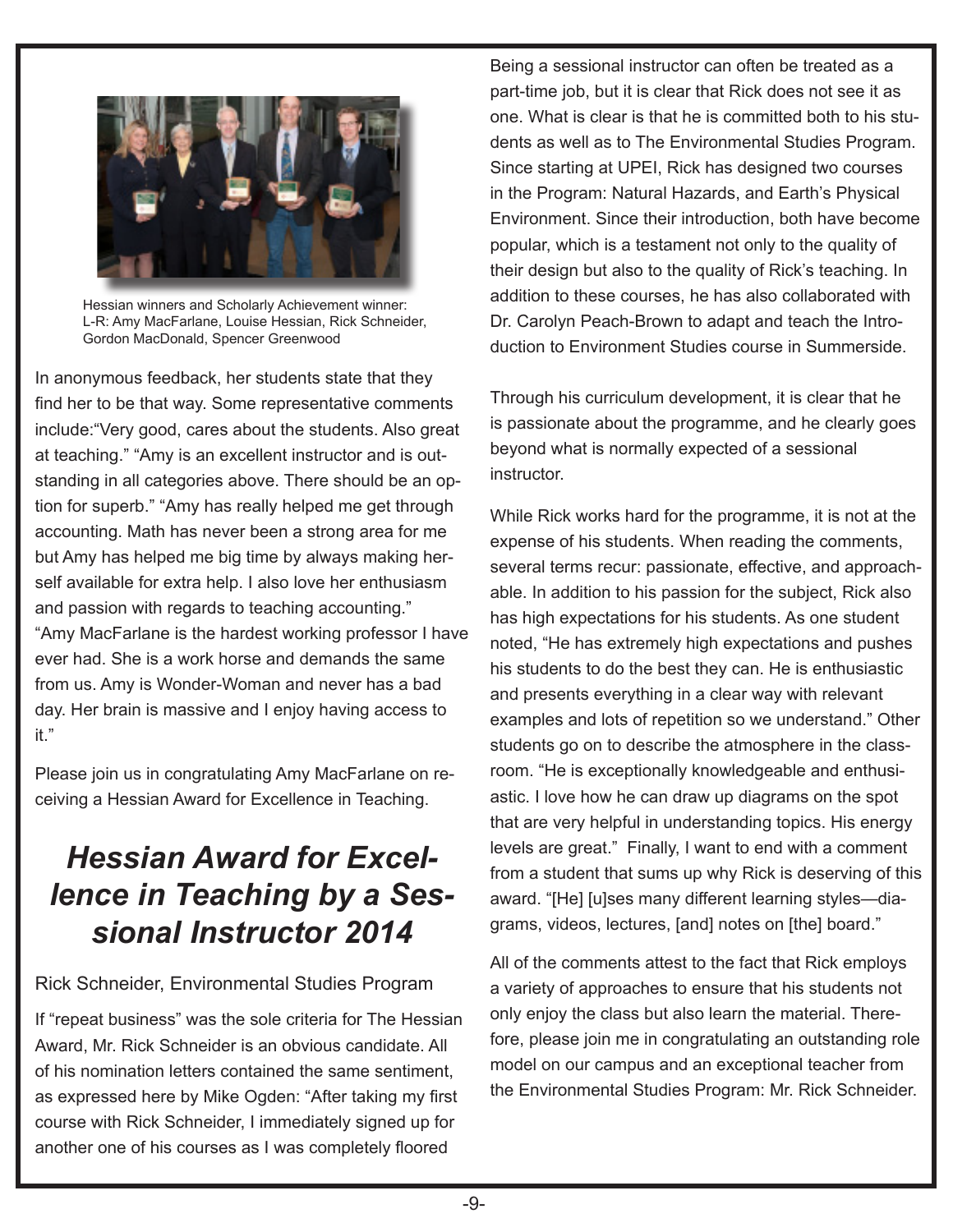Hessian winners and Scholarly Achievement winner: L-R: Amy MacFarlane, Louise Hessian, Rick Schneider, Gordon MacDonald, Spencer Greenwood

In anonymous feedback, her students state that they find her to be that way. Some representative comments include:"Very good, cares about the students. Also great at teaching." "Amy is an excellent instructor and is outstanding in all categories above. There should be an option for superb." "Amy has really helped me get through accounting. Math has never been a strong area for me but Amy has helped me big time by always making herself available for extra help. I also love her enthusiasm and passion with regards to teaching accounting." "Amy MacFarlane is the hardest working professor I have ever had. She is a work horse and demands the same from us. Amy is Wonder-Woman and never has a bad day. Her brain is massive and I enjoy having access to it."

Please join us in congratulating Amy MacFarlane on receiving a Hessian Award for Excellence in Teaching.

## *Hessian Award for Excellence in Teaching by a Sessional Instructor 2014*

Rick Schneider, Environmental Studies Program

If "repeat business" was the sole criteria for The Hessian Award, Mr. Rick Schneider is an obvious candidate. All of his nomination letters contained the same sentiment, as expressed here by Mike Ogden: "After taking my first course with Rick Schneider, I immediately signed up for another one of his courses as I was completely floored

Being a sessional instructor can often be treated as a part-time job, but it is clear that Rick does not see it as one. What is clear is that he is committed both to his students as well as to The Environmental Studies Program. Since starting at UPEI, Rick has designed two courses in the Program: Natural Hazards, and Earth's Physical Environment. Since their introduction, both have become popular, which is a testament not only to the quality of their design but also to the quality of Rick's teaching. In addition to these courses, he has also collaborated with Dr. Carolyn Peach-Brown to adapt and teach the Introduction to Environment Studies course in Summerside.

Through his curriculum development, it is clear that he is passionate about the programme, and he clearly goes beyond what is normally expected of a sessional instructor.

While Rick works hard for the programme, it is not at the expense of his students. When reading the comments, several terms recur: passionate, effective, and approachable. In addition to his passion for the subject, Rick also has high expectations for his students. As one student noted, "He has extremely high expectations and pushes his students to do the best they can. He is enthusiastic and presents everything in a clear way with relevant examples and lots of repetition so we understand." Other students go on to describe the atmosphere in the classroom. "He is exceptionally knowledgeable and enthusiastic. I love how he can draw up diagrams on the spot that are very helpful in understanding topics. His energy levels are great." Finally, I want to end with a comment from a student that sums up why Rick is deserving of this award. "[He] [u]ses many different learning styles—diagrams, videos, lectures, [and] notes on [the] board."

All of the comments attest to the fact that Rick employs a variety of approaches to ensure that his students not only enjoy the class but also learn the material. Therefore, please join me in congratulating an outstanding role model on our campus and an exceptional teacher from the Environmental Studies Program: Mr. Rick Schneider.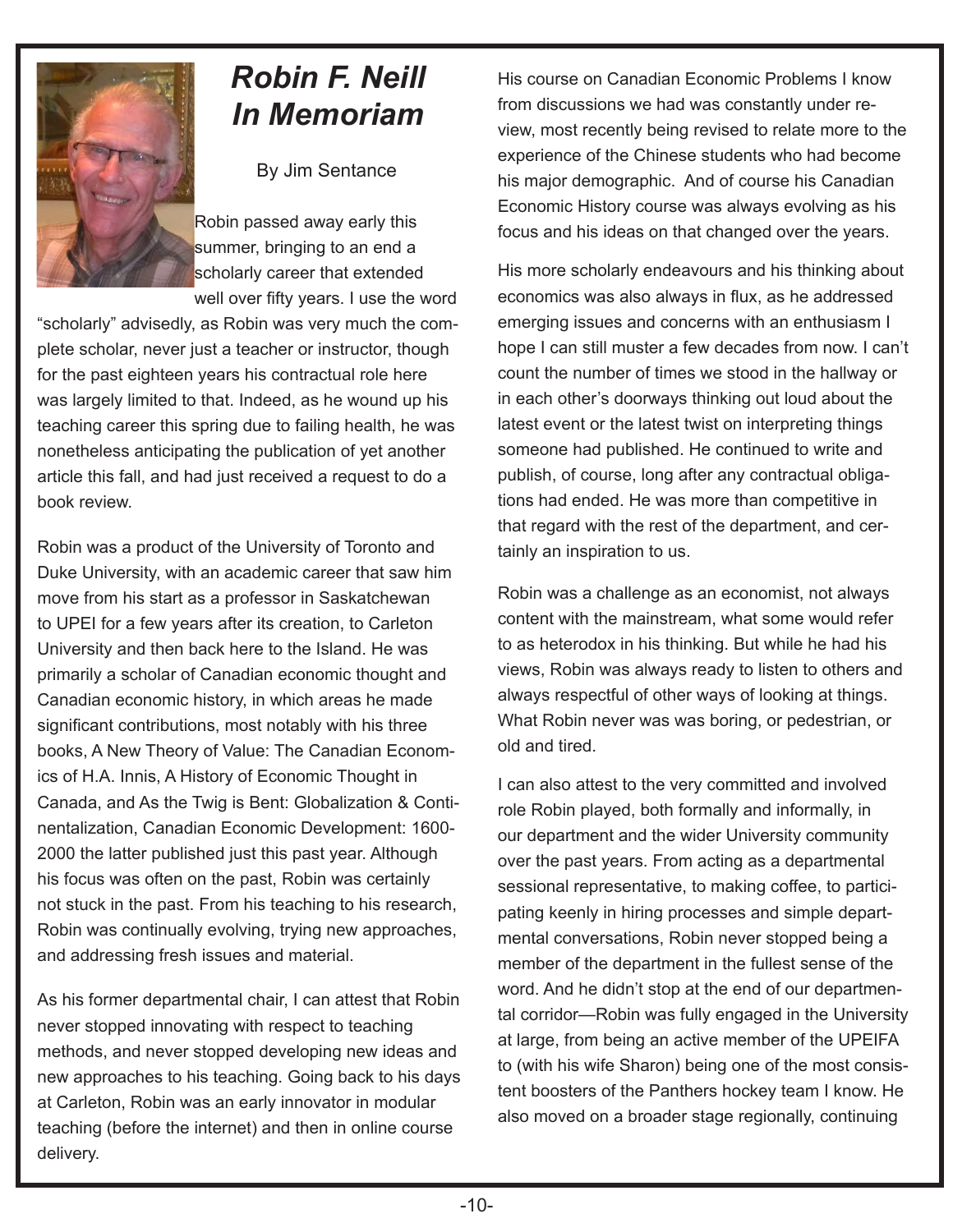# *Robin F. Neill In Memoriam*

By Jim Sentance

Robin passed away early this summer, bringing to an end a scholarly career that extended well over fifty years. I use the word "scholarly" advisedly, as Robin was very much the complete scholar, never just a teacher or instructor, though for the past eighteen years his contractual role here was largely limited to that. Indeed, as he wound up his teaching career this spring due to failing health, he was nonetheless anticipating the publication of yet another article this fall, and had just received a request to do a book review.

Robin was a product of the University of Toronto and Duke University, with an academic career that saw him move from his start as a professor in Saskatchewan to UPEI for a few years after its creation, to Carleton University and then back here to the Island. He was primarily a scholar of Canadian economic thought and Canadian economic history, in which areas he made significant contributions, most notably with his three books, A New Theory of Value: The Canadian Economics of H.A. Innis, A History of Economic Thought in Canada, and As the Twig is Bent: Globalization & Continentalization, Canadian Economic Development: 1600-2000 the latter published just this past year. Although his focus was often on the past, Robin was certainly not stuck in the past. From his teaching to his research, Robin was continually evolving, trying new approaches, and addressing fresh issues and material.

As his former departmental chair, I can attest that Robin never stopped innovating with respect to teaching methods, and never stopped developing new ideas and new approaches to his teaching. Going back to his days at Carleton, Robin was an early innovator in modular teaching (before the internet) and then in online course delivery.

His course on Canadian Economic Problems I know from discussions we had was constantly under review, most recently being revised to relate more to the experience of the Chinese students who had become his major demographic. And of course his Canadian Economic History course was always evolving as his focus and his ideas on that changed over the years.

His more scholarly endeavours and his thinking about economics was also always in flux, as he addressed emerging issues and concerns with an enthusiasm I hope I can still muster a few decades from now. I can't count the number of times we stood in the hallway or in each other's doorways thinking out loud about the latest event or the latest twist on interpreting things someone had published. He continued to write and publish, of course, long after any contractual obligations had ended. He was more than competitive in that regard with the rest of the department, and certainly an inspiration to us.

Robin was a challenge as an economist, not always content with the mainstream, what some would refer to as heterodox in his thinking. But while he had his views, Robin was always ready to listen to others and always respectful of other ways of looking at things. What Robin never was was boring, or pedestrian, or old and tired.

I can also attest to the very committed and involved role Robin played, both formally and informally, in our department and the wider University community over the past years. From acting as a departmental sessional representative, to making coffee, to participating keenly in hiring processes and simple departmental conversations, Robin never stopped being a member of the department in the fullest sense of the word. And he didn't stop at the end of our departmental corridor—Robin was fully engaged in the University at large, from being an active member of the UPEIFA to (with his wife Sharon) being one of the most consistent boosters of the Panthers hockey team I know. He also moved on a broader stage regionally, continuing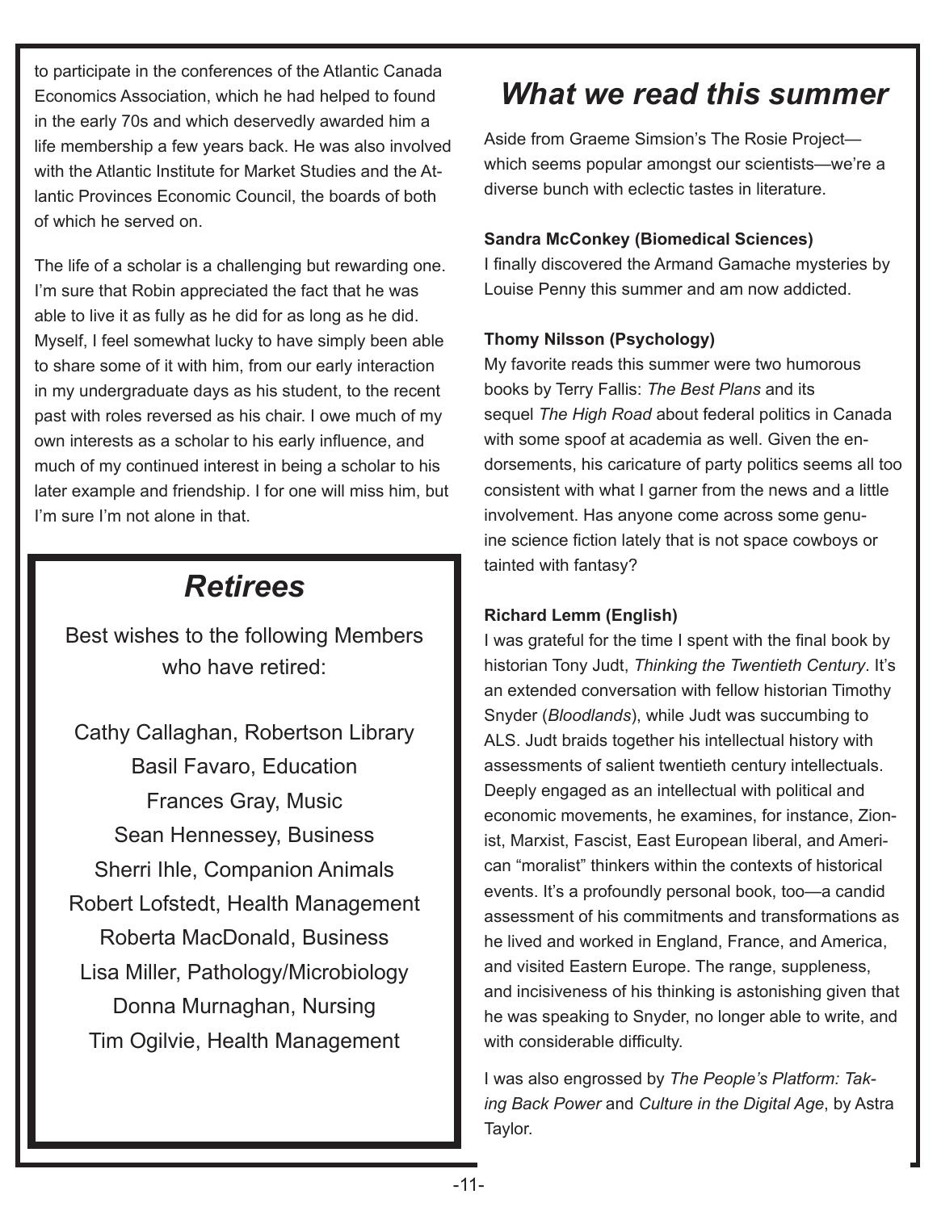to participate in the conferences of the Atlantic Canada Economics Association, which he had helped to found in the early 70s and which deservedly awarded him a life membership a few years back. He was also involved with the Atlantic Institute for Market Studies and the Atlantic Provinces Economic Council, the boards of both of which he served on.

The life of a scholar is a challenging but rewarding one. I'm sure that Robin appreciated the fact that he was able to live it as fully as he did for as long as he did. Myself, I feel somewhat lucky to have simply been able to share some of it with him, from our early interaction in my undergraduate days as his student, to the recent past with roles reversed as his chair. I owe much of my own interests as a scholar to his early influence, and much of my continued interest in being a scholar to his later example and friendship. I for one will miss him, but I'm sure I'm not alone in that.

## *Retirees*

Best wishes to the following Members who have retired:

Cathy Callaghan, Robertson Library
Basil Favaro, Education
Frances Gray, Music
Sean Hennessey, Business
Sherri Ihle, Companion Animals
Robert Lofstedt, Health Management
Roberta MacDonald, Business
Lisa Miller, Pathology/Microbiology
Donna Murnaghan, Nursing
Tim Ogilvie, Health Management

## *What we read this summer*

Aside from Graeme Simsion's The Rosie Project—which seems popular amongst our scientists—we're a diverse bunch with eclectic tastes in literature.

**Sandra McConkey (Biomedical Sciences)**
I finally discovered the Armand Gamache mysteries by Louise Penny this summer and am now addicted.

**Thomy Nilsson (Psychology)**
My favorite reads this summer were two humorous books by Terry Fallis: *The Best Plans* and its sequel *The High Road* about federal politics in Canada with some spoof at academia as well. Given the endorsements, his caricature of party politics seems all too consistent with what I garner from the news and a little involvement. Has anyone come across some genuine science fiction lately that is not space cowboys or tainted with fantasy?

**Richard Lemm (English)**
I was grateful for the time I spent with the final book by historian Tony Judt, *Thinking the Twentieth Century*. It's an extended conversation with fellow historian Timothy Snyder (*Bloodlands*), while Judt was succumbing to ALS. Judt braids together his intellectual history with assessments of salient twentieth century intellectuals. Deeply engaged as an intellectual with political and economic movements, he examines, for instance, Zionist, Marxist, Fascist, East European liberal, and American "moralist" thinkers within the contexts of historical events. It's a profoundly personal book, too—a candid assessment of his commitments and transformations as he lived and worked in England, France, and America, and visited Eastern Europe. The range, suppleness, and incisiveness of his thinking is astonishing given that he was speaking to Snyder, no longer able to write, and with considerable difficulty.

I was also engrossed by *The People's Platform: Taking Back Power* and *Culture in the Digital Age*, by Astra Taylor.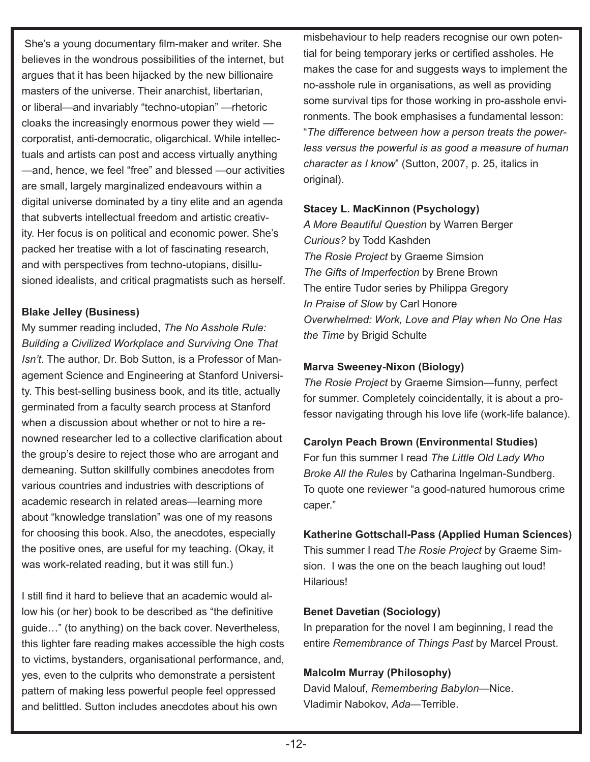She's a young documentary film-maker and writer. She believes in the wondrous possibilities of the internet, but argues that it has been hijacked by the new billionaire masters of the universe. Their anarchist, libertarian, or liberal—and invariably "techno-utopian" —rhetoric cloaks the increasingly enormous power they wield —corporatist, anti-democratic, oligarchical. While intellectuals and artists can post and access virtually anything —and, hence, we feel "free" and blessed —our activities are small, largely marginalized endeavours within a digital universe dominated by a tiny elite and an agenda that subverts intellectual freedom and artistic creativity. Her focus is on political and economic power. She's packed her treatise with a lot of fascinating research, and with perspectives from techno-utopians, disillusioned idealists, and critical pragmatists such as herself.

**Blake Jelley (Business)**

My summer reading included, *The No Asshole Rule: Building a Civilized Workplace and Surviving One That Isn't*. The author, Dr. Bob Sutton, is a Professor of Management Science and Engineering at Stanford University. This best-selling business book, and its title, actually germinated from a faculty search process at Stanford when a discussion about whether or not to hire a renowned researcher led to a collective clarification about the group's desire to reject those who are arrogant and demeaning. Sutton skillfully combines anecdotes from various countries and industries with descriptions of academic research in related areas—learning more about "knowledge translation" was one of my reasons for choosing this book. Also, the anecdotes, especially the positive ones, are useful for my teaching. (Okay, it was work-related reading, but it was still fun.)

I still find it hard to believe that an academic would allow his (or her) book to be described as "the definitive guide…" (to anything) on the back cover. Nevertheless, this lighter fare reading makes accessible the high costs to victims, bystanders, organisational performance, and, yes, even to the culprits who demonstrate a persistent pattern of making less powerful people feel oppressed and belittled. Sutton includes anecdotes about his own misbehaviour to help readers recognise our own potential for being temporary jerks or certified assholes. He makes the case for and suggests ways to implement the no-asshole rule in organisations, as well as providing some survival tips for those working in pro-asshole environments. The book emphasises a fundamental lesson: "*The difference between how a person treats the powerless versus the powerful is as good a measure of human character as I know*" (Sutton, 2007, p. 25, italics in original).

**Stacey L. MacKinnon (Psychology)**

*A More Beautiful Question* by Warren Berger
*Curious?* by Todd Kashden
*The Rosie Project* by Graeme Simsion
*The Gifts of Imperfection* by Brene Brown
The entire Tudor series by Philippa Gregory
*In Praise of Slow* by Carl Honore
*Overwhelmed: Work, Love and Play when No One Has the Time* by Brigid Schulte

**Marva Sweeney-Nixon (Biology)**

*The Rosie Project* by Graeme Simsion—funny, perfect for summer. Completely coincidentally, it is about a professor navigating through his love life (work-life balance).

**Carolyn Peach Brown (Environmental Studies)**

For fun this summer I read *The Little Old Lady Who Broke All the Rules* by Catharina Ingelman-Sundberg. To quote one reviewer "a good-natured humorous crime caper."

**Katherine Gottschall-Pass (Applied Human Sciences)**

This summer I read T*he Rosie Project* by Graeme Simsion. I was the one on the beach laughing out loud! Hilarious!

**Benet Davetian (Sociology)**

In preparation for the novel I am beginning, I read the entire *Remembrance of Things Past* by Marcel Proust.

**Malcolm Murray (Philosophy)**

David Malouf, *Remembering Babylon*—Nice.
Vladimir Nabokov, *Ada*—Terrible.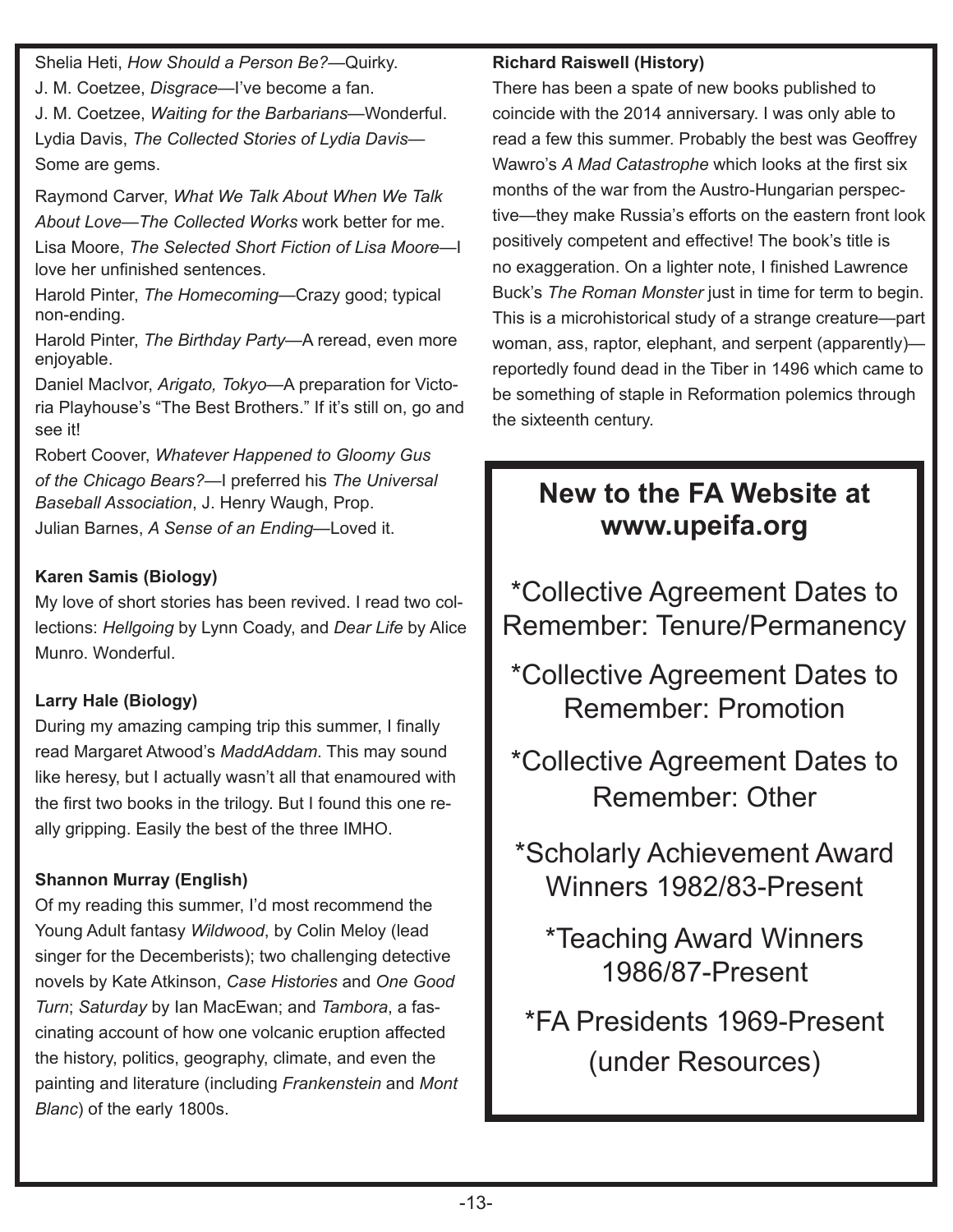Shelia Heti, *How Should a Person Be?*—Quirky.

J. M. Coetzee, *Disgrace*—I've become a fan.

J. M. Coetzee, *Waiting for the Barbarians*—Wonderful.

Lydia Davis, *The Collected Stories of Lydia Davis*—Some are gems.

Raymond Carver, *What We Talk About When We Talk About Love—The Collected Works* work better for me.

Lisa Moore, *The Selected Short Fiction of Lisa Moore*—I love her unfinished sentences.

Harold Pinter, *The Homecoming*—Crazy good; typical non-ending.

Harold Pinter, *The Birthday Party*—A reread, even more enjoyable.

Daniel MacIvor, *Arigato, Tokyo*—A preparation for Victoria Playhouse's "The Best Brothers." If it's still on, go and see it!

Robert Coover, *Whatever Happened to Gloomy Gus of the Chicago Bears?*—I preferred his *The Universal Baseball Association*, J. Henry Waugh, Prop.

Julian Barnes, *A Sense of an Ending*—Loved it.

**Karen Samis (Biology)**

My love of short stories has been revived. I read two collections: *Hellgoing* by Lynn Coady, and *Dear Life* by Alice Munro. Wonderful.

**Larry Hale (Biology)**

During my amazing camping trip this summer, I finally read Margaret Atwood's *MaddAddam*. This may sound like heresy, but I actually wasn't all that enamoured with the first two books in the trilogy. But I found this one really gripping. Easily the best of the three IMHO.

**Shannon Murray (English)**

Of my reading this summer, I'd most recommend the Young Adult fantasy *Wildwood*, by Colin Meloy (lead singer for the Decemberists); two challenging detective novels by Kate Atkinson, *Case Histories* and *One Good Turn*; *Saturday* by Ian MacEwan; and *Tambora*, a fascinating account of how one volcanic eruption affected the history, politics, geography, climate, and even the painting and literature (including *Frankenstein* and *Mont Blanc*) of the early 1800s.

**Richard Raiswell (History)**

There has been a spate of new books published to coincide with the 2014 anniversary. I was only able to read a few this summer. Probably the best was Geoffrey Wawro's *A Mad Catastrophe* which looks at the first six months of the war from the Austro-Hungarian perspective—they make Russia's efforts on the eastern front look positively competent and effective! The book's title is no exaggeration. On a lighter note, I finished Lawrence Buck's *The Roman Monster* just in time for term to begin. This is a microhistorical study of a strange creature—part woman, ass, raptor, elephant, and serpent (apparently)—reportedly found dead in the Tiber in 1496 which came to be something of staple in Reformation polemics through the sixteenth century.

## New to the FA Website at www.upeifa.org

*Collective Agreement Dates to Remember: Tenure/Permanency

*Collective Agreement Dates to Remember: Promotion

*Collective Agreement Dates to Remember: Other

*Scholarly Achievement Award Winners 1982/83-Present

*Teaching Award Winners 1986/87-Present

*FA Presidents 1969-Present (under Resources)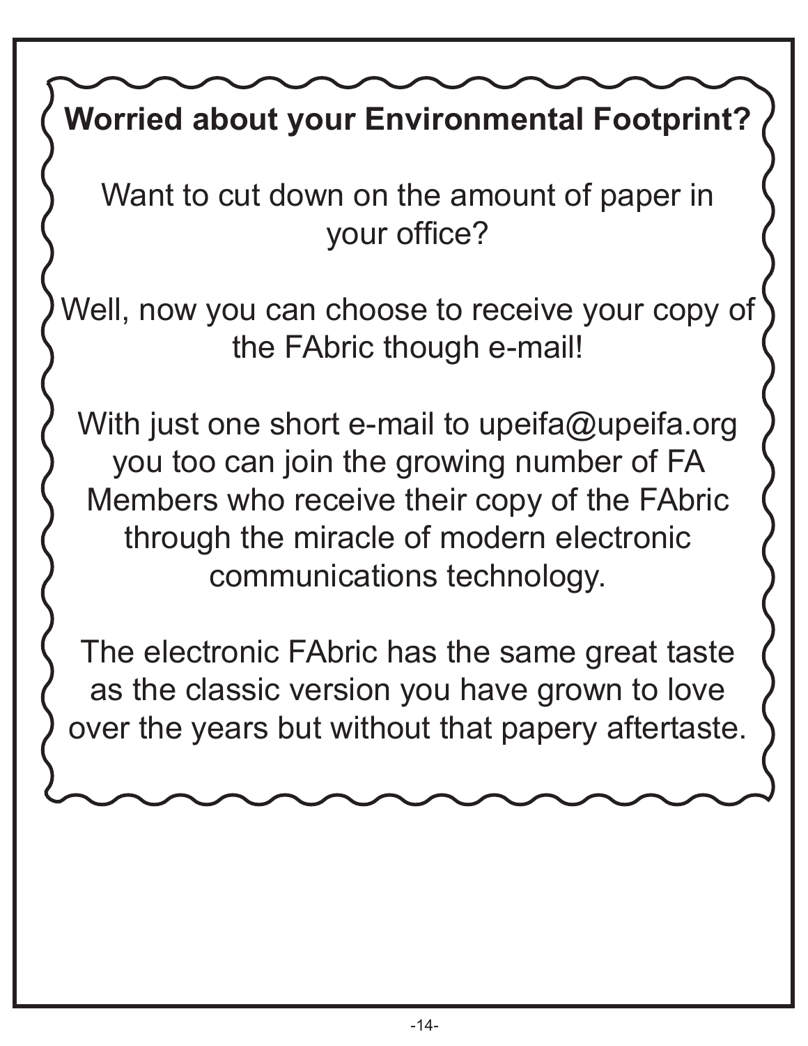**Worried about your Environmental Footprint?**

Want to cut down on the amount of paper in your office?

Well, now you can choose to receive your copy of the FAbric though e-mail!

With just one short e-mail to upeifa@upeifa.org you too can join the growing number of FA Members who receive their copy of the FAbric through the miracle of modern electronic communications technology.

The electronic FAbric has the same great taste as the classic version you have grown to love over the years but without that papery aftertaste.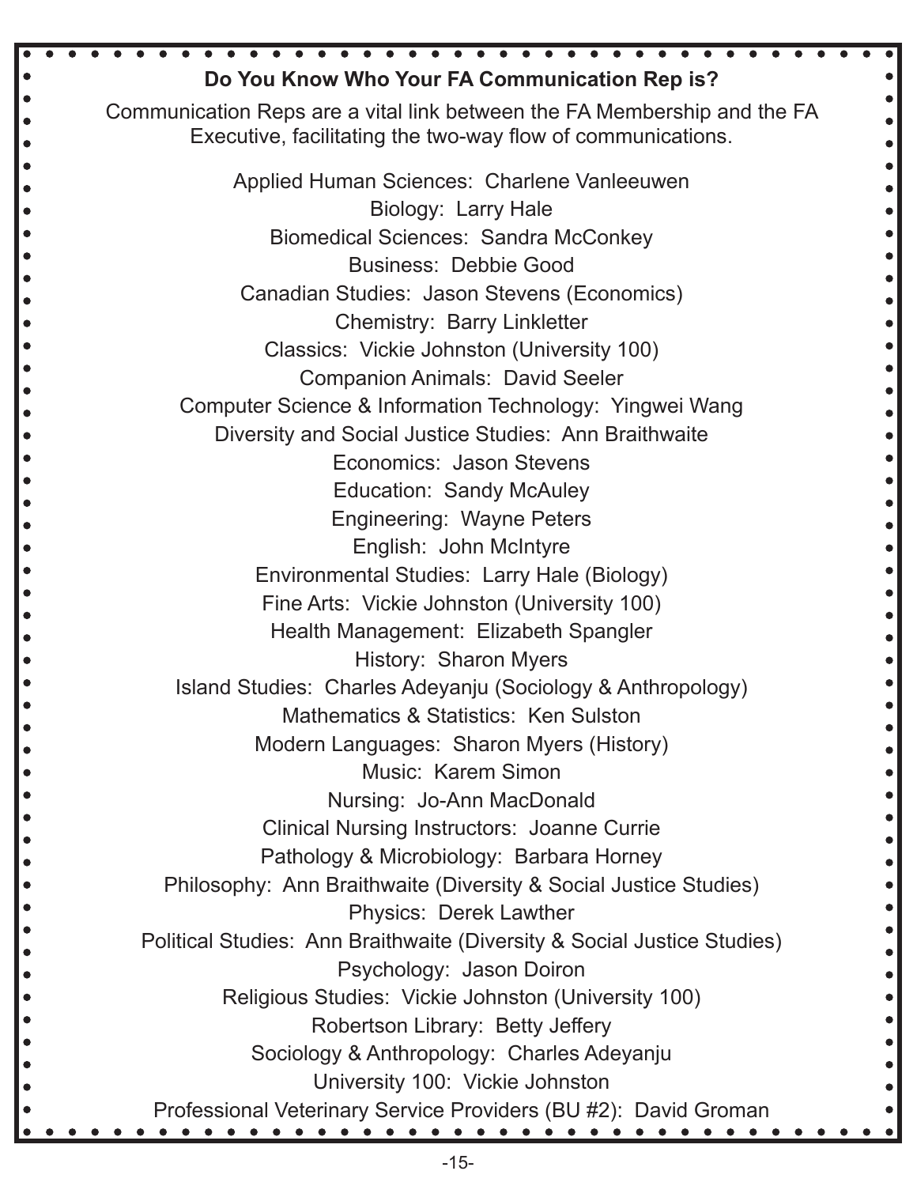**Do You Know Who Your FA Communication Rep is?**

Communication Reps are a vital link between the FA Membership and the FA Executive, facilitating the two-way flow of communications.

Applied Human Sciences: Charlene Vanleeuwen
Biology: Larry Hale
Biomedical Sciences: Sandra McConkey
Business: Debbie Good
Canadian Studies: Jason Stevens (Economics)
Chemistry: Barry Linkletter
Classics: Vickie Johnston (University 100)
Companion Animals: David Seeler
Computer Science & Information Technology: Yingwei Wang
Diversity and Social Justice Studies: Ann Braithwaite
Economics: Jason Stevens
Education: Sandy McAuley
Engineering: Wayne Peters
English: John McIntyre
Environmental Studies: Larry Hale (Biology)
Fine Arts: Vickie Johnston (University 100)
Health Management: Elizabeth Spangler
History: Sharon Myers
Island Studies: Charles Adeyanju (Sociology & Anthropology)
Mathematics & Statistics: Ken Sulston
Modern Languages: Sharon Myers (History)
Music: Karem Simon
Nursing: Jo-Ann MacDonald
Clinical Nursing Instructors: Joanne Currie
Pathology & Microbiology: Barbara Horney
Philosophy: Ann Braithwaite (Diversity & Social Justice Studies)
Physics: Derek Lawther
Political Studies: Ann Braithwaite (Diversity & Social Justice Studies)
Psychology: Jason Doiron
Religious Studies: Vickie Johnston (University 100)
Robertson Library: Betty Jeffery
Sociology & Anthropology: Charles Adeyanju
University 100: Vickie Johnston
Professional Veterinary Service Providers (BU #2): David Groman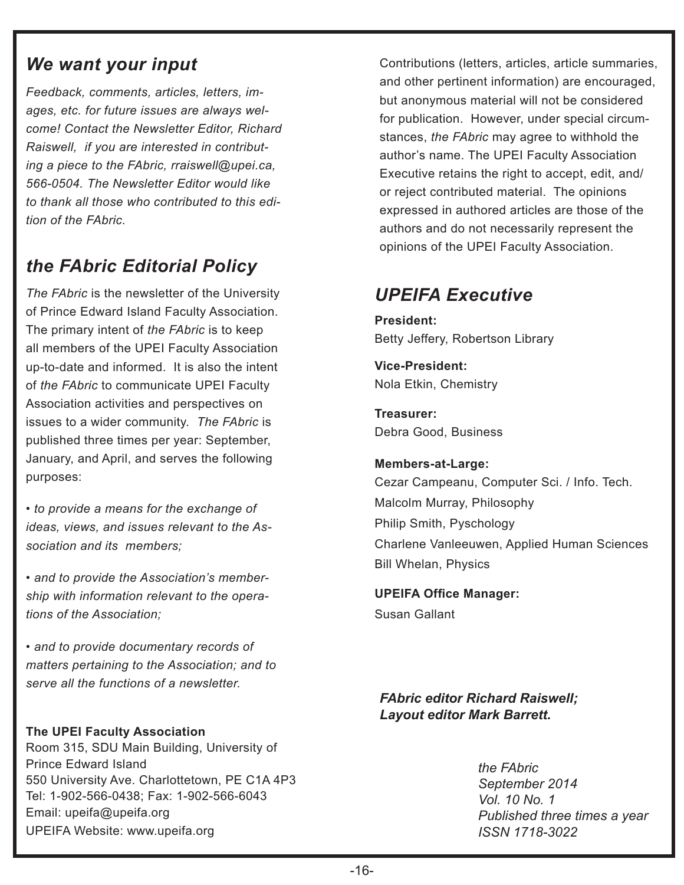## *We want your input*

*Feedback, comments, articles, letters, images, etc. for future issues are always welcome! Contact the Newsletter Editor, Richard Raiswell, if you are interested in contributing a piece to the FAbric, rraiswell@upei.ca, 566-0504. The Newsletter Editor would like to thank all those who contributed to this edition of the FAbric.*

## *the FAbric Editorial Policy*

*The FAbric* is the newsletter of the University of Prince Edward Island Faculty Association. The primary intent of *the FAbric* is to keep all members of the UPEI Faculty Association up-to-date and informed. It is also the intent of *the FAbric* to communicate UPEI Faculty Association activities and perspectives on issues to a wider community. *The FAbric* is published three times per year: September, January, and April, and serves the following purposes:

- *to provide a means for the exchange of ideas, views, and issues relevant to the Association and its members;*
- *and to provide the Association's membership with information relevant to the operations of the Association;*
- *and to provide documentary records of matters pertaining to the Association; and to serve all the functions of a newsletter.*

Contributions (letters, articles, article summaries, and other pertinent information) are encouraged, but anonymous material will not be considered for publication. However, under special circumstances, *the FAbric* may agree to withhold the author's name. The UPEI Faculty Association Executive retains the right to accept, edit, and/or reject contributed material. The opinions expressed in authored articles are those of the authors and do not necessarily represent the opinions of the UPEI Faculty Association.

**The UPEI Faculty Association**
Room 315, SDU Main Building, University of Prince Edward Island
550 University Ave. Charlottetown, PE C1A 4P3
Tel: 1-902-566-0438; Fax: 1-902-566-6043
Email: upeifa@upeifa.org
UPEIFA Website: www.upeifa.org

## *UPEIFA Executive*

**President:**
Betty Jeffery, Robertson Library

**Vice-President:**
Nola Etkin, Chemistry

**Treasurer:**
Debra Good, Business

**Members-at-Large:**
Cezar Campeanu, Computer Sci. / Info. Tech.
Malcolm Murray, Philosophy
Philip Smith, Pyschology
Charlene Vanleeuwen, Applied Human Sciences
Bill Whelan, Physics

**UPEIFA Office Manager:**
Susan Gallant

***FAbric editor Richard Raiswell;***
***Layout editor Mark Barrett.***

*the FAbric*
*September 2014*
*Vol. 10 No. 1*
*Published three times a year*
*ISSN 1718-3022*